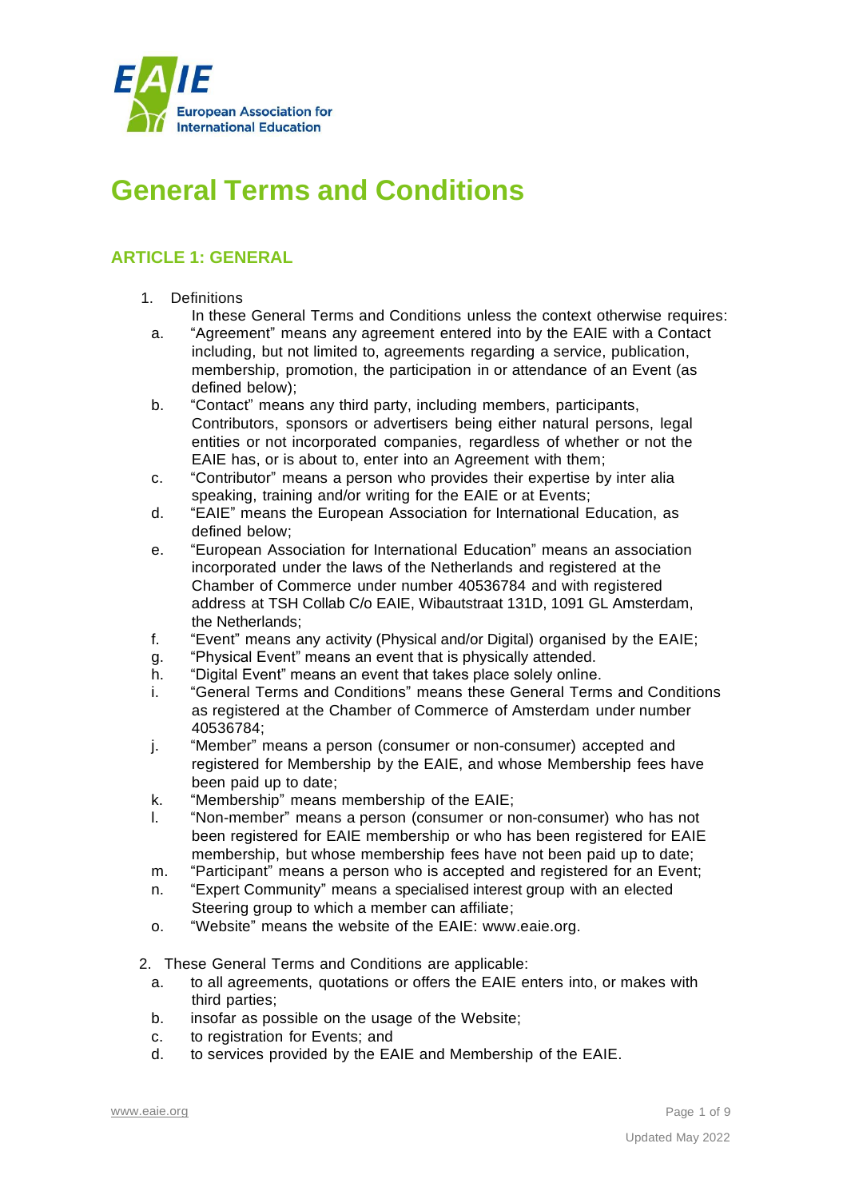# General Terms and Conditions

## ARTICLE 1: GENERAL

1. Definitions

   In these General Terms and Conditions unless the context otherwise requires:

   a. "Agreement" means any agreement entered into by the EAIE with a Contact including, but not limited to, agreements regarding a service, publication, membership, promotion, the participation in or attendance of an Event (as defined below);
   b. "Contact" means any third party, including members, participants, Contributors, sponsors or advertisers being either natural persons, legal entities or not incorporated companies, regardless of whether or not the EAIE has, or is about to, enter into an Agreement with them;
   c. "Contributor" means a person who provides their expertise by inter alia speaking, training and/or writing for the EAIE or at Events;
   d. "EAIE" means the European Association for International Education, as defined below;
   e. "European Association for International Education" means an association incorporated under the laws of the Netherlands and registered at the Chamber of Commerce under number 40536784 and with registered address at TSH Collab C/o EAIE, Wibautstraat 131D, 1091 GL Amsterdam, the Netherlands;
   f. "Event" means any activity (Physical and/or Digital) organised by the EAIE;
   g. "Physical Event" means an event that is physically attended.
   h. "Digital Event" means an event that takes place solely online.
   i. "General Terms and Conditions" means these General Terms and Conditions as registered at the Chamber of Commerce of Amsterdam under number 40536784;
   j. "Member" means a person (consumer or non-consumer) accepted and registered for Membership by the EAIE, and whose Membership fees have been paid up to date;
   k. "Membership" means membership of the EAIE;
   l. "Non-member" means a person (consumer or non-consumer) who has not been registered for EAIE membership or who has been registered for EAIE membership, but whose membership fees have not been paid up to date;
   m. "Participant" means a person who is accepted and registered for an Event;
   n. "Expert Community" means a specialised interest group with an elected Steering group to which a member can affiliate;
   o. "Website" means the website of the EAIE: www.eaie.org.

2. These General Terms and Conditions are applicable:

   a. to all agreements, quotations or offers the EAIE enters into, or makes with third parties;
   b. insofar as possible on the usage of the Website;
   c. to registration for Events; and
   d. to services provided by the EAIE and Membership of the EAIE.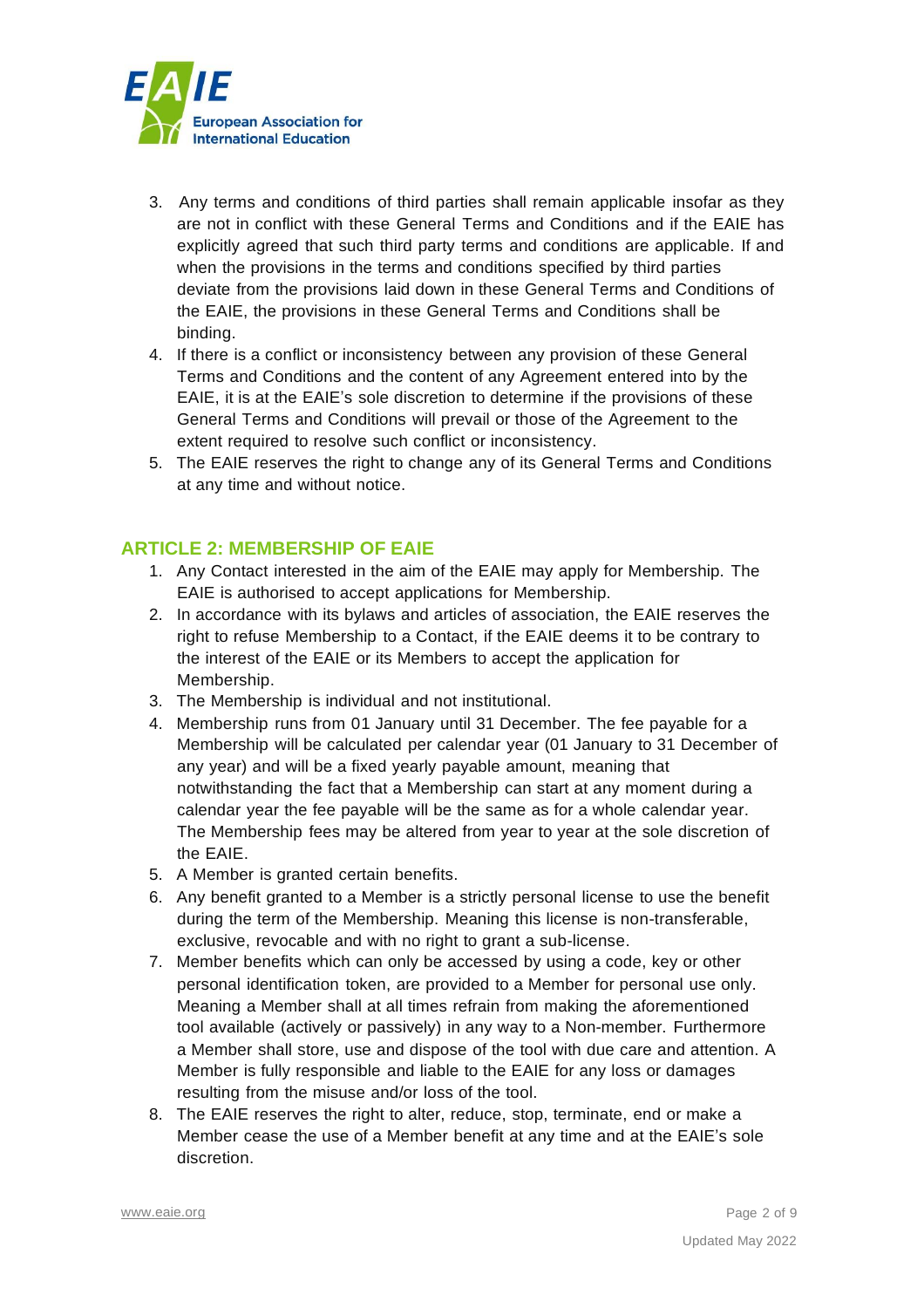3. Any terms and conditions of third parties shall remain applicable insofar as they are not in conflict with these General Terms and Conditions and if the EAIE has explicitly agreed that such third party terms and conditions are applicable. If and when the provisions in the terms and conditions specified by third parties deviate from the provisions laid down in these General Terms and Conditions of the EAIE, the provisions in these General Terms and Conditions shall be binding.
4. If there is a conflict or inconsistency between any provision of these General Terms and Conditions and the content of any Agreement entered into by the EAIE, it is at the EAIE's sole discretion to determine if the provisions of these General Terms and Conditions will prevail or those of the Agreement to the extent required to resolve such conflict or inconsistency.
5. The EAIE reserves the right to change any of its General Terms and Conditions at any time and without notice.

## ARTICLE 2: MEMBERSHIP OF EAIE

1. Any Contact interested in the aim of the EAIE may apply for Membership. The EAIE is authorised to accept applications for Membership.
2. In accordance with its bylaws and articles of association, the EAIE reserves the right to refuse Membership to a Contact, if the EAIE deems it to be contrary to the interest of the EAIE or its Members to accept the application for Membership.
3. The Membership is individual and not institutional.
4. Membership runs from 01 January until 31 December. The fee payable for a Membership will be calculated per calendar year (01 January to 31 December of any year) and will be a fixed yearly payable amount, meaning that notwithstanding the fact that a Membership can start at any moment during a calendar year the fee payable will be the same as for a whole calendar year. The Membership fees may be altered from year to year at the sole discretion of the EAIE.
5. A Member is granted certain benefits.
6. Any benefit granted to a Member is a strictly personal license to use the benefit during the term of the Membership. Meaning this license is non-transferable, exclusive, revocable and with no right to grant a sub-license.
7. Member benefits which can only be accessed by using a code, key or other personal identification token, are provided to a Member for personal use only. Meaning a Member shall at all times refrain from making the aforementioned tool available (actively or passively) in any way to a Non-member. Furthermore a Member shall store, use and dispose of the tool with due care and attention. A Member is fully responsible and liable to the EAIE for any loss or damages resulting from the misuse and/or loss of the tool.
8. The EAIE reserves the right to alter, reduce, stop, terminate, end or make a Member cease the use of a Member benefit at any time and at the EAIE's sole discretion.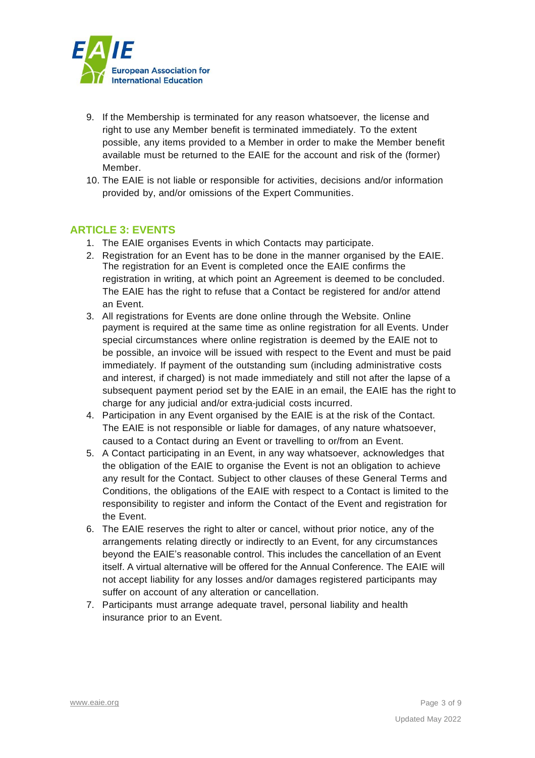9. If the Membership is terminated for any reason whatsoever, the license and right to use any Member benefit is terminated immediately. To the extent possible, any items provided to a Member in order to make the Member benefit available must be returned to the EAIE for the account and risk of the (former) Member.
10. The EAIE is not liable or responsible for activities, decisions and/or information provided by, and/or omissions of the Expert Communities.

## ARTICLE 3: EVENTS

1. The EAIE organises Events in which Contacts may participate.
2. Registration for an Event has to be done in the manner organised by the EAIE. The registration for an Event is completed once the EAIE confirms the registration in writing, at which point an Agreement is deemed to be concluded. The EAIE has the right to refuse that a Contact be registered for and/or attend an Event.
3. All registrations for Events are done online through the Website. Online payment is required at the same time as online registration for all Events. Under special circumstances where online registration is deemed by the EAIE not to be possible, an invoice will be issued with respect to the Event and must be paid immediately. If payment of the outstanding sum (including administrative costs and interest, if charged) is not made immediately and still not after the lapse of a subsequent payment period set by the EAIE in an email, the EAIE has the right to charge for any judicial and/or extra-judicial costs incurred.
4. Participation in any Event organised by the EAIE is at the risk of the Contact. The EAIE is not responsible or liable for damages, of any nature whatsoever, caused to a Contact during an Event or travelling to or/from an Event.
5. A Contact participating in an Event, in any way whatsoever, acknowledges that the obligation of the EAIE to organise the Event is not an obligation to achieve any result for the Contact. Subject to other clauses of these General Terms and Conditions, the obligations of the EAIE with respect to a Contact is limited to the responsibility to register and inform the Contact of the Event and registration for the Event.
6. The EAIE reserves the right to alter or cancel, without prior notice, any of the arrangements relating directly or indirectly to an Event, for any circumstances beyond the EAIE's reasonable control. This includes the cancellation of an Event itself. A virtual alternative will be offered for the Annual Conference. The EAIE will not accept liability for any losses and/or damages registered participants may suffer on account of any alteration or cancellation.
7. Participants must arrange adequate travel, personal liability and health insurance prior to an Event.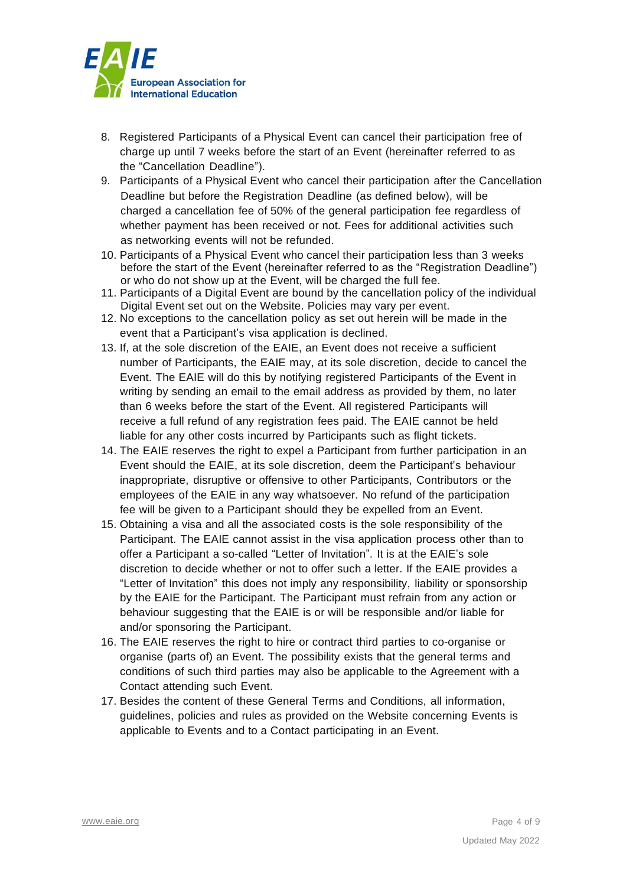8. Registered Participants of a Physical Event can cancel their participation free of charge up until 7 weeks before the start of an Event (hereinafter referred to as the "Cancellation Deadline").
9. Participants of a Physical Event who cancel their participation after the Cancellation Deadline but before the Registration Deadline (as defined below), will be charged a cancellation fee of 50% of the general participation fee regardless of whether payment has been received or not. Fees for additional activities such as networking events will not be refunded.
10. Participants of a Physical Event who cancel their participation less than 3 weeks before the start of the Event (hereinafter referred to as the "Registration Deadline") or who do not show up at the Event, will be charged the full fee.
11. Participants of a Digital Event are bound by the cancellation policy of the individual Digital Event set out on the Website. Policies may vary per event.
12. No exceptions to the cancellation policy as set out herein will be made in the event that a Participant's visa application is declined.
13. If, at the sole discretion of the EAIE, an Event does not receive a sufficient number of Participants, the EAIE may, at its sole discretion, decide to cancel the Event. The EAIE will do this by notifying registered Participants of the Event in writing by sending an email to the email address as provided by them, no later than 6 weeks before the start of the Event. All registered Participants will receive a full refund of any registration fees paid. The EAIE cannot be held liable for any other costs incurred by Participants such as flight tickets.
14. The EAIE reserves the right to expel a Participant from further participation in an Event should the EAIE, at its sole discretion, deem the Participant's behaviour inappropriate, disruptive or offensive to other Participants, Contributors or the employees of the EAIE in any way whatsoever. No refund of the participation fee will be given to a Participant should they be expelled from an Event.
15. Obtaining a visa and all the associated costs is the sole responsibility of the Participant. The EAIE cannot assist in the visa application process other than to offer a Participant a so-called "Letter of Invitation". It is at the EAIE's sole discretion to decide whether or not to offer such a letter. If the EAIE provides a "Letter of Invitation" this does not imply any responsibility, liability or sponsorship by the EAIE for the Participant. The Participant must refrain from any action or behaviour suggesting that the EAIE is or will be responsible and/or liable for and/or sponsoring the Participant.
16. The EAIE reserves the right to hire or contract third parties to co-organise or organise (parts of) an Event. The possibility exists that the general terms and conditions of such third parties may also be applicable to the Agreement with a Contact attending such Event.
17. Besides the content of these General Terms and Conditions, all information, guidelines, policies and rules as provided on the Website concerning Events is applicable to Events and to a Contact participating in an Event.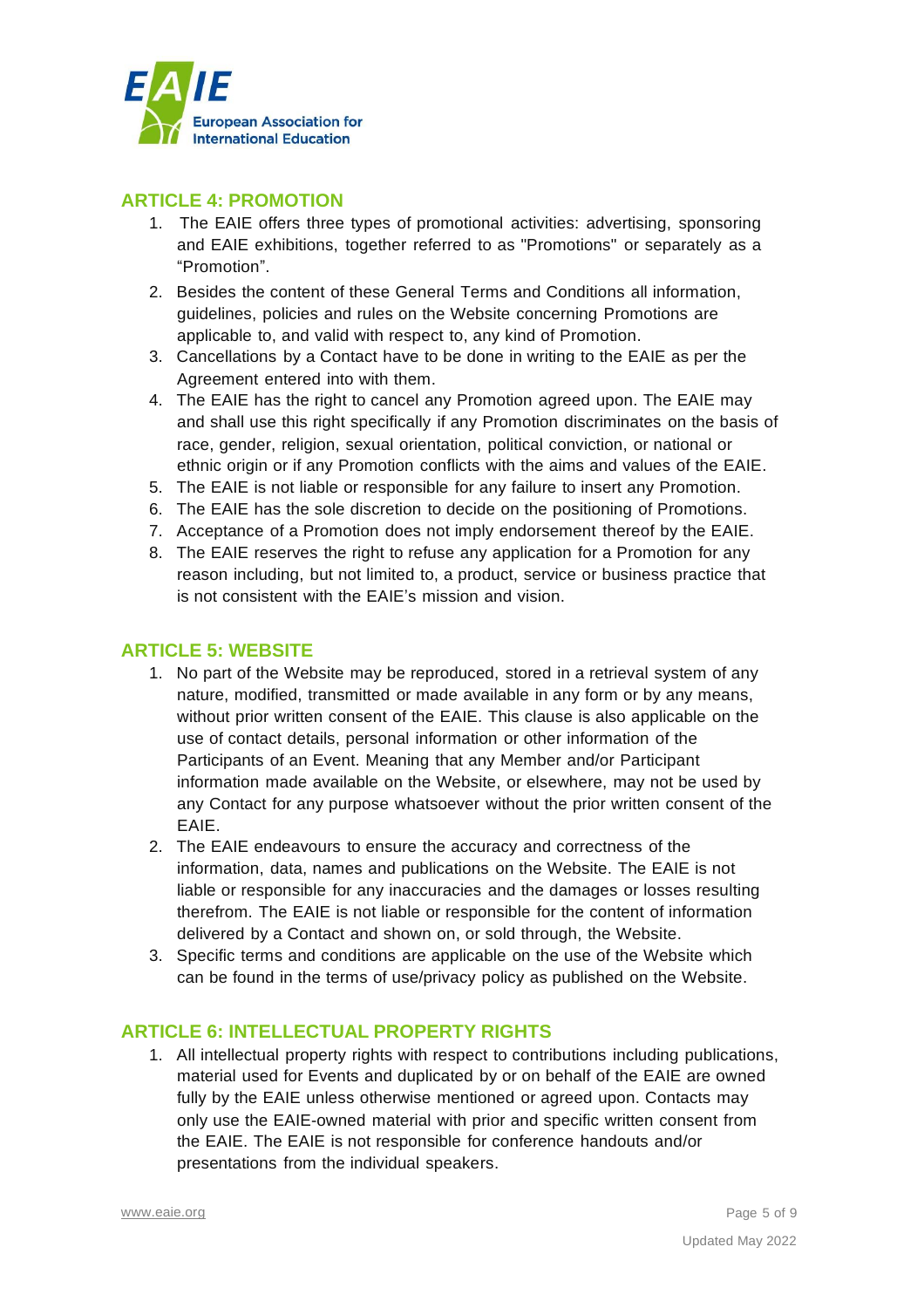## ARTICLE 4: PROMOTION

1. The EAIE offers three types of promotional activities: advertising, sponsoring and EAIE exhibitions, together referred to as "Promotions" or separately as a “Promotion”.
2. Besides the content of these General Terms and Conditions all information, guidelines, policies and rules on the Website concerning Promotions are applicable to, and valid with respect to, any kind of Promotion.
3. Cancellations by a Contact have to be done in writing to the EAIE as per the Agreement entered into with them.
4. The EAIE has the right to cancel any Promotion agreed upon. The EAIE may and shall use this right specifically if any Promotion discriminates on the basis of race, gender, religion, sexual orientation, political conviction, or national or ethnic origin or if any Promotion conflicts with the aims and values of the EAIE.
5. The EAIE is not liable or responsible for any failure to insert any Promotion.
6. The EAIE has the sole discretion to decide on the positioning of Promotions.
7. Acceptance of a Promotion does not imply endorsement thereof by the EAIE.
8. The EAIE reserves the right to refuse any application for a Promotion for any reason including, but not limited to, a product, service or business practice that is not consistent with the EAIE’s mission and vision.

## ARTICLE 5: WEBSITE

1. No part of the Website may be reproduced, stored in a retrieval system of any nature, modified, transmitted or made available in any form or by any means, without prior written consent of the EAIE. This clause is also applicable on the use of contact details, personal information or other information of the Participants of an Event. Meaning that any Member and/or Participant information made available on the Website, or elsewhere, may not be used by any Contact for any purpose whatsoever without the prior written consent of the EAIE.
2. The EAIE endeavours to ensure the accuracy and correctness of the information, data, names and publications on the Website. The EAIE is not liable or responsible for any inaccuracies and the damages or losses resulting therefrom. The EAIE is not liable or responsible for the content of information delivered by a Contact and shown on, or sold through, the Website.
3. Specific terms and conditions are applicable on the use of the Website which can be found in the terms of use/privacy policy as published on the Website.

## ARTICLE 6: INTELLECTUAL PROPERTY RIGHTS

1. All intellectual property rights with respect to contributions including publications, material used for Events and duplicated by or on behalf of the EAIE are owned fully by the EAIE unless otherwise mentioned or agreed upon. Contacts may only use the EAIE-owned material with prior and specific written consent from the EAIE. The EAIE is not responsible for conference handouts and/or presentations from the individual speakers.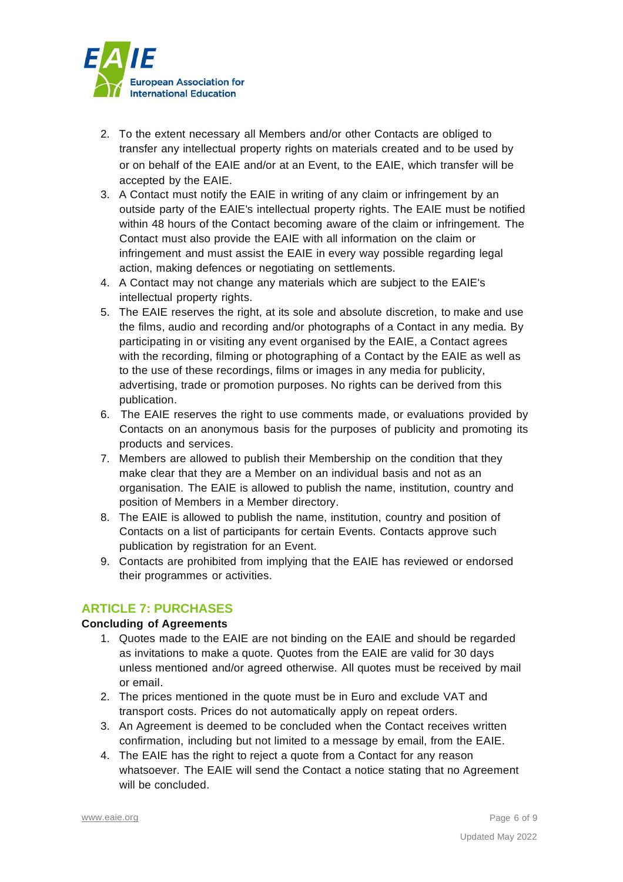2. To the extent necessary all Members and/or other Contacts are obliged to transfer any intellectual property rights on materials created and to be used by or on behalf of the EAIE and/or at an Event, to the EAIE, which transfer will be accepted by the EAIE.
3. A Contact must notify the EAIE in writing of any claim or infringement by an outside party of the EAIE's intellectual property rights. The EAIE must be notified within 48 hours of the Contact becoming aware of the claim or infringement. The Contact must also provide the EAIE with all information on the claim or infringement and must assist the EAIE in every way possible regarding legal action, making defences or negotiating on settlements.
4. A Contact may not change any materials which are subject to the EAIE's intellectual property rights.
5. The EAIE reserves the right, at its sole and absolute discretion, to make and use the films, audio and recording and/or photographs of a Contact in any media. By participating in or visiting any event organised by the EAIE, a Contact agrees with the recording, filming or photographing of a Contact by the EAIE as well as to the use of these recordings, films or images in any media for publicity, advertising, trade or promotion purposes. No rights can be derived from this publication.
6. The EAIE reserves the right to use comments made, or evaluations provided by Contacts on an anonymous basis for the purposes of publicity and promoting its products and services.
7. Members are allowed to publish their Membership on the condition that they make clear that they are a Member on an individual basis and not as an organisation. The EAIE is allowed to publish the name, institution, country and position of Members in a Member directory.
8. The EAIE is allowed to publish the name, institution, country and position of Contacts on a list of participants for certain Events. Contacts approve such publication by registration for an Event.
9. Contacts are prohibited from implying that the EAIE has reviewed or endorsed their programmes or activities.

## ARTICLE 7: PURCHASES

**Concluding of Agreements**

1. Quotes made to the EAIE are not binding on the EAIE and should be regarded as invitations to make a quote. Quotes from the EAIE are valid for 30 days unless mentioned and/or agreed otherwise. All quotes must be received by mail or email.
2. The prices mentioned in the quote must be in Euro and exclude VAT and transport costs. Prices do not automatically apply on repeat orders.
3. An Agreement is deemed to be concluded when the Contact receives written confirmation, including but not limited to a message by email, from the EAIE.
4. The EAIE has the right to reject a quote from a Contact for any reason whatsoever. The EAIE will send the Contact a notice stating that no Agreement will be concluded.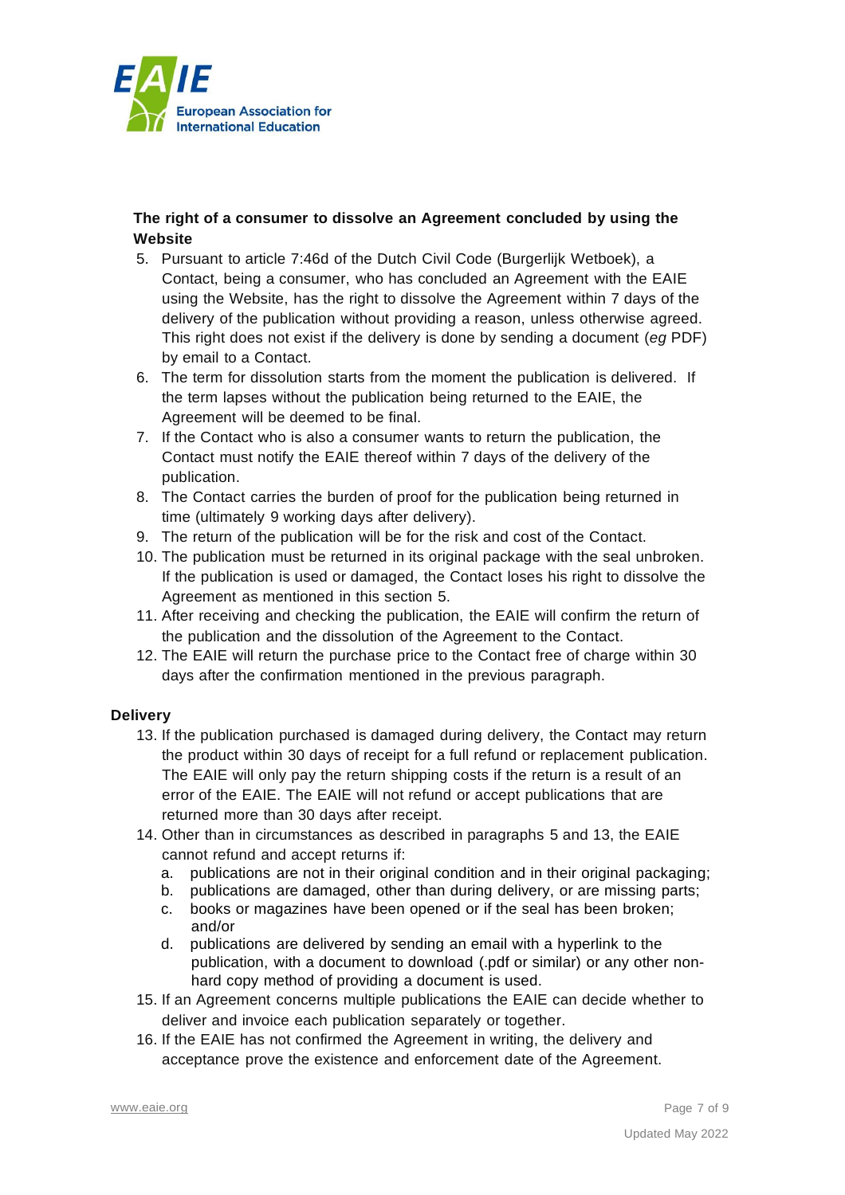**The right of a consumer to dissolve an Agreement concluded by using the Website**

5. Pursuant to article 7:46d of the Dutch Civil Code (Burgerlijk Wetboek), a Contact, being a consumer, who has concluded an Agreement with the EAIE using the Website, has the right to dissolve the Agreement within 7 days of the delivery of the publication without providing a reason, unless otherwise agreed. This right does not exist if the delivery is done by sending a document (*eg* PDF) by email to a Contact.
6. The term for dissolution starts from the moment the publication is delivered. If the term lapses without the publication being returned to the EAIE, the Agreement will be deemed to be final.
7. If the Contact who is also a consumer wants to return the publication, the Contact must notify the EAIE thereof within 7 days of the delivery of the publication.
8. The Contact carries the burden of proof for the publication being returned in time (ultimately 9 working days after delivery).
9. The return of the publication will be for the risk and cost of the Contact.
10. The publication must be returned in its original package with the seal unbroken. If the publication is used or damaged, the Contact loses his right to dissolve the Agreement as mentioned in this section 5.
11. After receiving and checking the publication, the EAIE will confirm the return of the publication and the dissolution of the Agreement to the Contact.
12. The EAIE will return the purchase price to the Contact free of charge within 30 days after the confirmation mentioned in the previous paragraph.

**Delivery**

13. If the publication purchased is damaged during delivery, the Contact may return the product within 30 days of receipt for a full refund or replacement publication. The EAIE will only pay the return shipping costs if the return is a result of an error of the EAIE. The EAIE will not refund or accept publications that are returned more than 30 days after receipt.
14. Other than in circumstances as described in paragraphs 5 and 13, the EAIE cannot refund and accept returns if:
    a. publications are not in their original condition and in their original packaging;
    b. publications are damaged, other than during delivery, or are missing parts;
    c. books or magazines have been opened or if the seal has been broken; and/or
    d. publications are delivered by sending an email with a hyperlink to the publication, with a document to download (.pdf or similar) or any other non-hard copy method of providing a document is used.
15. If an Agreement concerns multiple publications the EAIE can decide whether to deliver and invoice each publication separately or together.
16. If the EAIE has not confirmed the Agreement in writing, the delivery and acceptance prove the existence and enforcement date of the Agreement.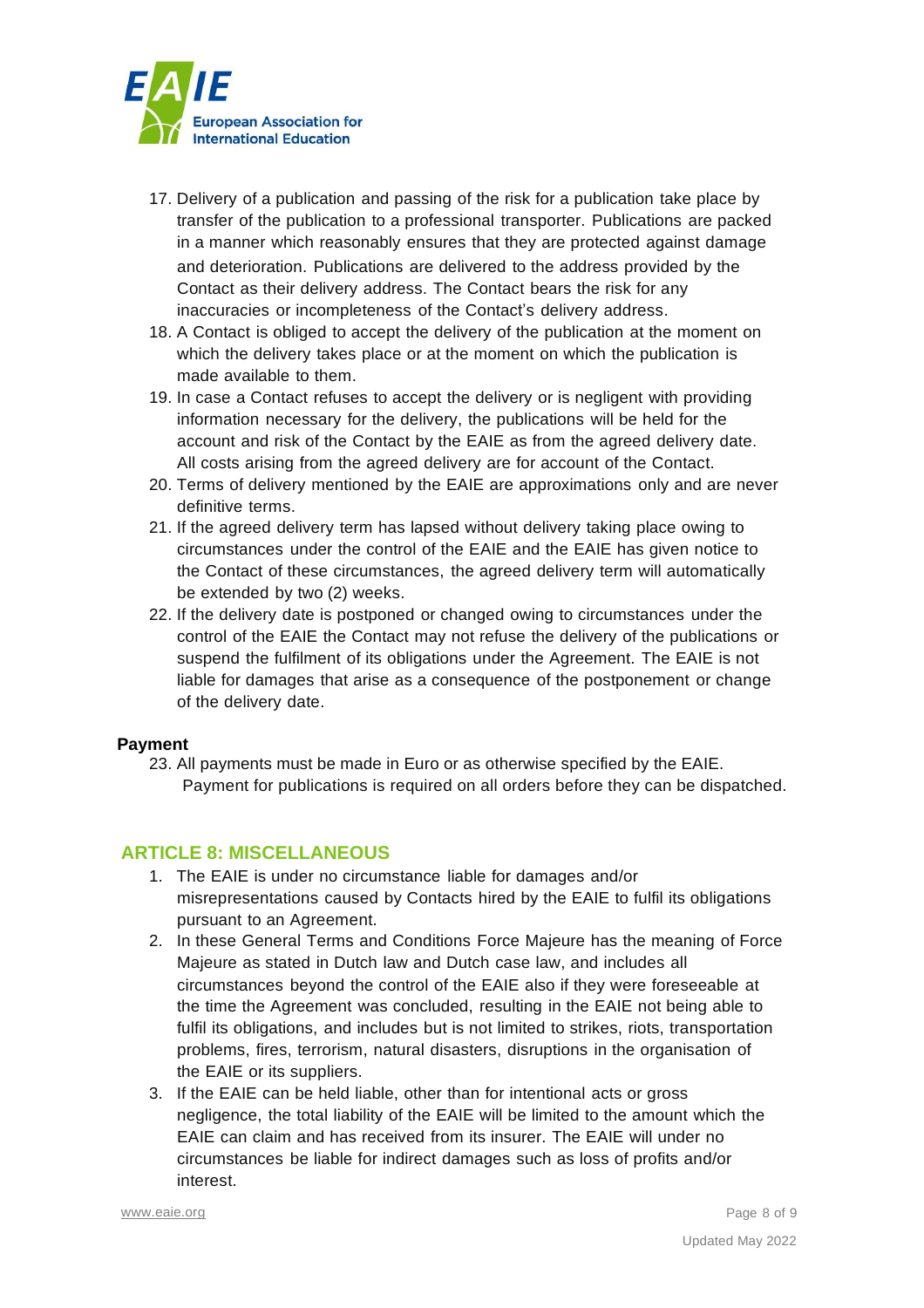17. Delivery of a publication and passing of the risk for a publication take place by transfer of the publication to a professional transporter. Publications are packed in a manner which reasonably ensures that they are protected against damage and deterioration. Publications are delivered to the address provided by the Contact as their delivery address. The Contact bears the risk for any inaccuracies or incompleteness of the Contact's delivery address.
18. A Contact is obliged to accept the delivery of the publication at the moment on which the delivery takes place or at the moment on which the publication is made available to them.
19. In case a Contact refuses to accept the delivery or is negligent with providing information necessary for the delivery, the publications will be held for the account and risk of the Contact by the EAIE as from the agreed delivery date. All costs arising from the agreed delivery are for account of the Contact.
20. Terms of delivery mentioned by the EAIE are approximations only and are never definitive terms.
21. If the agreed delivery term has lapsed without delivery taking place owing to circumstances under the control of the EAIE and the EAIE has given notice to the Contact of these circumstances, the agreed delivery term will automatically be extended by two (2) weeks.
22. If the delivery date is postponed or changed owing to circumstances under the control of the EAIE the Contact may not refuse the delivery of the publications or suspend the fulfilment of its obligations under the Agreement. The EAIE is not liable for damages that arise as a consequence of the postponement or change of the delivery date.

**Payment**

23. All payments must be made in Euro or as otherwise specified by the EAIE. Payment for publications is required on all orders before they can be dispatched.

## ARTICLE 8: MISCELLANEOUS

1. The EAIE is under no circumstance liable for damages and/or misrepresentations caused by Contacts hired by the EAIE to fulfil its obligations pursuant to an Agreement.
2. In these General Terms and Conditions Force Majeure has the meaning of Force Majeure as stated in Dutch law and Dutch case law, and includes all circumstances beyond the control of the EAIE also if they were foreseeable at the time the Agreement was concluded, resulting in the EAIE not being able to fulfil its obligations, and includes but is not limited to strikes, riots, transportation problems, fires, terrorism, natural disasters, disruptions in the organisation of the EAIE or its suppliers.
3. If the EAIE can be held liable, other than for intentional acts or gross negligence, the total liability of the EAIE will be limited to the amount which the EAIE can claim and has received from its insurer. The EAIE will under no circumstances be liable for indirect damages such as loss of profits and/or interest.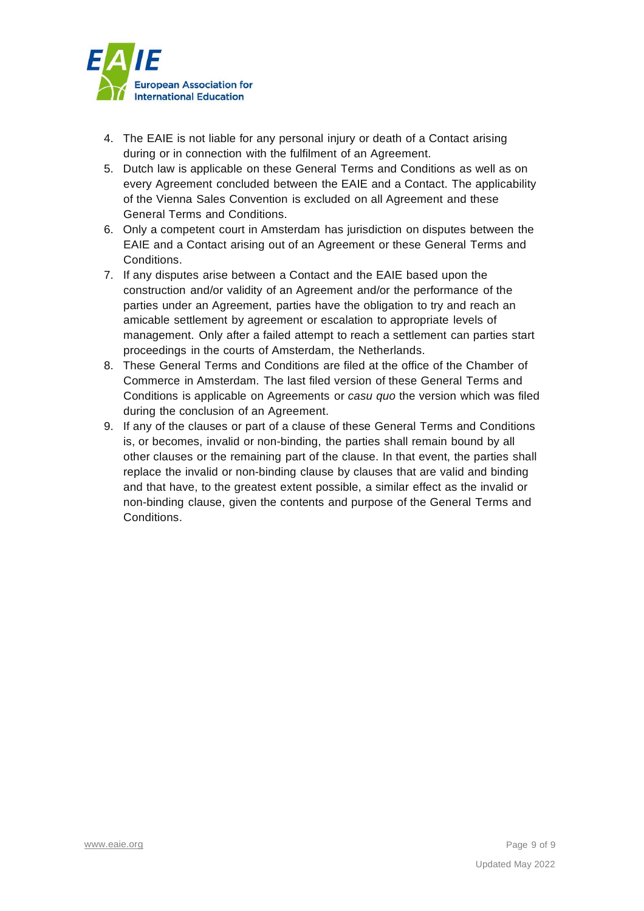4. The EAIE is not liable for any personal injury or death of a Contact arising during or in connection with the fulfilment of an Agreement.
5. Dutch law is applicable on these General Terms and Conditions as well as on every Agreement concluded between the EAIE and a Contact. The applicability of the Vienna Sales Convention is excluded on all Agreement and these General Terms and Conditions.
6. Only a competent court in Amsterdam has jurisdiction on disputes between the EAIE and a Contact arising out of an Agreement or these General Terms and Conditions.
7. If any disputes arise between a Contact and the EAIE based upon the construction and/or validity of an Agreement and/or the performance of the parties under an Agreement, parties have the obligation to try and reach an amicable settlement by agreement or escalation to appropriate levels of management. Only after a failed attempt to reach a settlement can parties start proceedings in the courts of Amsterdam, the Netherlands.
8. These General Terms and Conditions are filed at the office of the Chamber of Commerce in Amsterdam. The last filed version of these General Terms and Conditions is applicable on Agreements or *casu quo* the version which was filed during the conclusion of an Agreement.
9. If any of the clauses or part of a clause of these General Terms and Conditions is, or becomes, invalid or non-binding, the parties shall remain bound by all other clauses or the remaining part of the clause. In that event, the parties shall replace the invalid or non-binding clause by clauses that are valid and binding and that have, to the greatest extent possible, a similar effect as the invalid or non-binding clause, given the contents and purpose of the General Terms and Conditions.